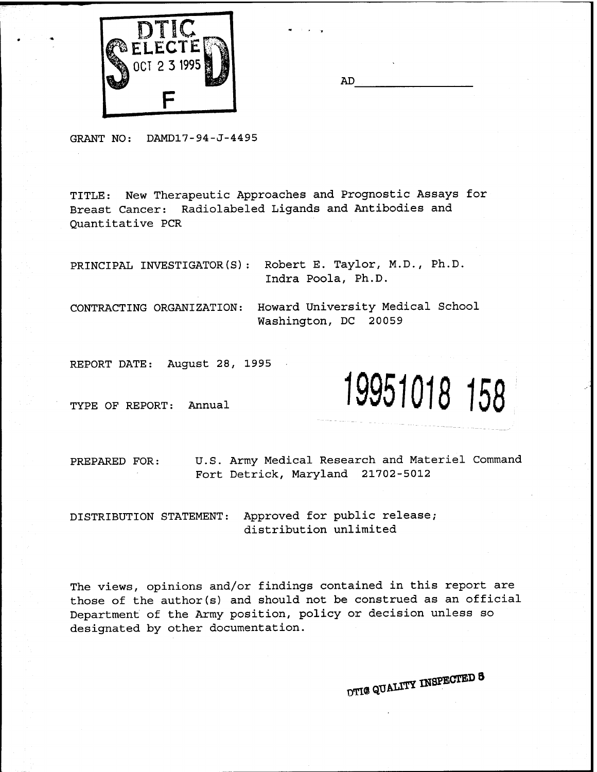DTIC
ELECTE
OCT 2 3 1995
S D
F

AD________________

GRANT NO: DAMD17-94-J-4495

TITLE: New Therapeutic Approaches and Prognostic Assays for Breast Cancer: Radiolabeled Ligands and Antibodies and Quantitative PCR

PRINCIPAL INVESTIGATOR(S): Robert E. Taylor, M.D., Ph.D.
Indra Poola, Ph.D.

CONTRACTING ORGANIZATION: Howard University Medical School
Washington, DC 20059

REPORT DATE: August 28, 1995

TYPE OF REPORT: Annual

19951018 158

PREPARED FOR: U.S. Army Medical Research and Materiel Command
Fort Detrick, Maryland 21702-5012

DISTRIBUTION STATEMENT: Approved for public release;
distribution unlimited

The views, opinions and/or findings contained in this report are those of the author(s) and should not be construed as an official Department of the Army position, policy or decision unless so designated by other documentation.

DTIC QUALITY INSPECTED 5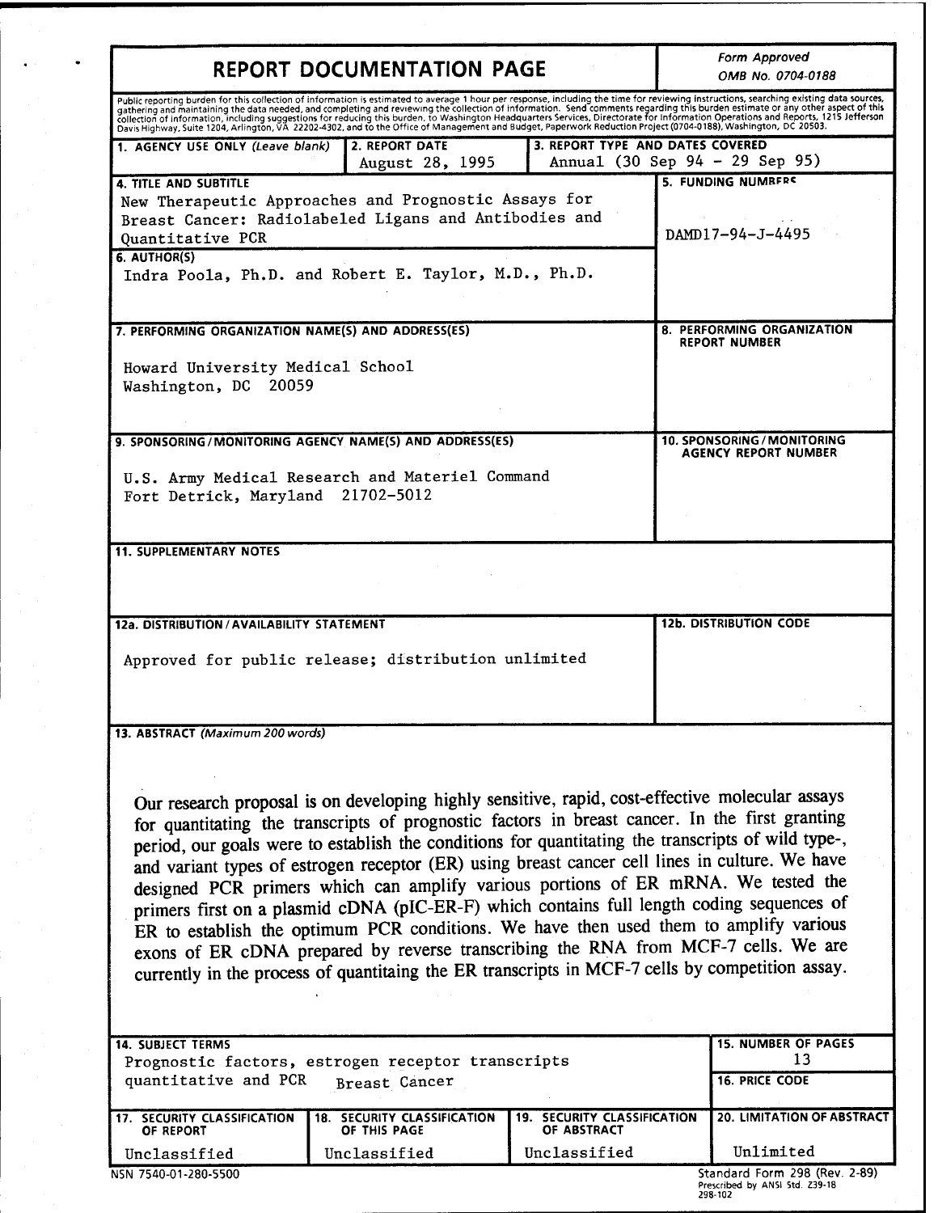# REPORT DOCUMENTATION PAGE

*Form Approved*
*OMB No. 0704-0188*

Public reporting burden for this collection of information is estimated to average 1 hour per response, including the time for reviewing instructions, searching existing data sources, gathering and maintaining the data needed, and completing and reviewing the collection of information. Send comments regarding this burden estimate or any other aspect of this collection of information, including suggestions for reducing this burden, to Washington Headquarters Services, Directorate for Information Operations and Reports, 1215 Jefferson Davis Highway, Suite 1204, Arlington, VA 22202-4302, and to the Office of Management and Budget, Paperwork Reduction Project (0704-0188), Washington, DC 20503.

| 1. AGENCY USE ONLY *(Leave blank)* | 2. REPORT DATE | 3. REPORT TYPE AND DATES COVERED |
|---|---|---|
| | August 28, 1995 | Annual (30 Sep 94 - 29 Sep 95) |

**4. TITLE AND SUBTITLE**
New Therapeutic Approaches and Prognostic Assays for Breast Cancer: Radiolabeled Ligans and Antibodies and Quantitative PCR

**5. FUNDING NUMBERS**
DAMD17-94-J-4495

**6. AUTHOR(S)**
Indra Poola, Ph.D. and Robert E. Taylor, M.D., Ph.D.

**7. PERFORMING ORGANIZATION NAME(S) AND ADDRESS(ES)**
Howard University Medical School
Washington, DC 20059

**8. PERFORMING ORGANIZATION REPORT NUMBER**

**9. SPONSORING/MONITORING AGENCY NAME(S) AND ADDRESS(ES)**
U.S. Army Medical Research and Materiel Command
Fort Detrick, Maryland 21702-5012

**10. SPONSORING/MONITORING AGENCY REPORT NUMBER**

**11. SUPPLEMENTARY NOTES**

**12a. DISTRIBUTION/AVAILABILITY STATEMENT**
Approved for public release; distribution unlimited

**12b. DISTRIBUTION CODE**

**13. ABSTRACT** *(Maximum 200 words)*

Our research proposal is on developing highly sensitive, rapid, cost-effective molecular assays for quantitating the transcripts of prognostic factors in breast cancer. In the first granting period, our goals were to establish the conditions for quantitating the transcripts of wild type-, and variant types of estrogen receptor (ER) using breast cancer cell lines in culture. We have designed PCR primers which can amplify various portions of ER mRNA. We tested the primers first on a plasmid cDNA (pIC-ER-F) which contains full length coding sequences of ER to establish the optimum PCR conditions. We have then used them to amplify various exons of ER cDNA prepared by reverse transcribing the RNA from MCF-7 cells. We are currently in the process of quantitaing the ER transcripts in MCF-7 cells by competition assay.

**14. SUBJECT TERMS**
Prognostic factors, estrogen receptor transcripts quantitative and PCR Breast Cancer

**15. NUMBER OF PAGES**
13

**16. PRICE CODE**

| 17. SECURITY CLASSIFICATION OF REPORT | 18. SECURITY CLASSIFICATION OF THIS PAGE | 19. SECURITY CLASSIFICATION OF ABSTRACT | 20. LIMITATION OF ABSTRACT |
|---|---|---|---|
| Unclassified | Unclassified | Unclassified | Unlimited |

NSN 7540-01-280-5500

Standard Form 298 (Rev. 2-89)
Prescribed by ANSI Std. Z39-18
298-102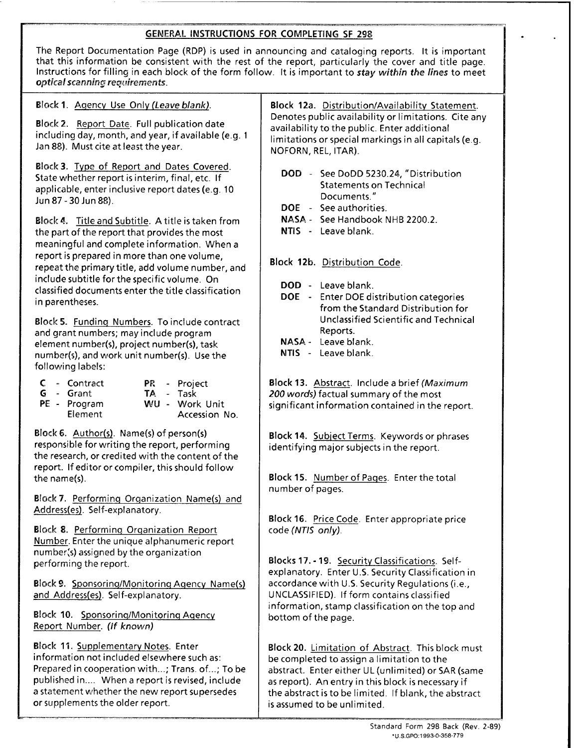## GENERAL INSTRUCTIONS FOR COMPLETING SF 298

The Report Documentation Page (RDP) is used in announcing and cataloging reports. It is important that this information be consistent with the rest of the report, particularly the cover and title page. Instructions for filling in each block of the form follow. It is important to ***stay within the lines*** to meet ***optical scanning requirements***.

**Block 1.** Agency Use Only *(Leave blank)*.

**Block 2.** Report Date. Full publication date including day, month, and year, if available (e.g. 1 Jan 88). Must cite at least the year.

**Block 3.** Type of Report and Dates Covered. State whether report is interim, final, etc. If applicable, enter inclusive report dates (e.g. 10 Jun 87 - 30 Jun 88).

**Block 4.** Title and Subtitle. A title is taken from the part of the report that provides the most meaningful and complete information. When a report is prepared in more than one volume, repeat the primary title, add volume number, and include subtitle for the specific volume. On classified documents enter the title classification in parentheses.

**Block 5.** Funding Numbers. To include contract and grant numbers; may include program element number(s), project number(s), task number(s), and work unit number(s). Use the following labels:

| | | | |
|---|---|---|---|
| **C** | - Contract | **PR** | - Project |
| **G** | - Grant | **TA** | - Task |
| **PE** | - Program Element | **WU** | - Work Unit Accession No. |

**Block 6.** Author(s). Name(s) of person(s) responsible for writing the report, performing the research, or credited with the content of the report. If editor or compiler, this should follow the name(s).

**Block 7.** Performing Organization Name(s) and Address(es). Self-explanatory.

**Block 8.** Performing Organization Report Number. Enter the unique alphanumeric report number(s) assigned by the organization performing the report.

**Block 9.** Sponsoring/Monitoring Agency Name(s) and Address(es). Self-explanatory.

**Block 10.** Sponsoring/Monitoring Agency Report Number. *(If known)*

**Block 11.** Supplementary Notes. Enter information not included elsewhere such as: Prepared in cooperation with...; Trans. of...; To be published in.... When a report is revised, include a statement whether the new report supersedes or supplements the older report.

**Block 12a.** Distribution/Availability Statement. Denotes public availability or limitations. Cite any availability to the public. Enter additional limitations or special markings in all capitals (e.g. NOFORN, REL, ITAR).

- **DOD** - See DoDD 5230.24, "Distribution Statements on Technical Documents."
- **DOE** - See authorities.
- **NASA** - See Handbook NHB 2200.2.
- **NTIS** - Leave blank.

**Block 12b.** Distribution Code.

- **DOD** - Leave blank.
- **DOE** - Enter DOE distribution categories from the Standard Distribution for Unclassified Scientific and Technical Reports.
- **NASA** - Leave blank.
- **NTIS** - Leave blank.

**Block 13.** Abstract. Include a brief *(Maximum 200 words)* factual summary of the most significant information contained in the report.

**Block 14.** Subject Terms. Keywords or phrases identifying major subjects in the report.

**Block 15.** Number of Pages. Enter the total number of pages.

**Block 16.** Price Code. Enter appropriate price code *(NTIS only)*.

**Blocks 17. - 19.** Security Classifications. Self-explanatory. Enter U.S. Security Classification in accordance with U.S. Security Regulations (i.e., UNCLASSIFIED). If form contains classified information, stamp classification on the top and bottom of the page.

**Block 20.** Limitation of Abstract. This block must be completed to assign a limitation to the abstract. Enter either UL (unlimited) or SAR (same as report). An entry in this block is necessary if the abstract is to be limited. If blank, the abstract is assumed to be unlimited.

Standard Form 298 Back (Rev. 2-89)
*U.S.GPO:1993-0-358-779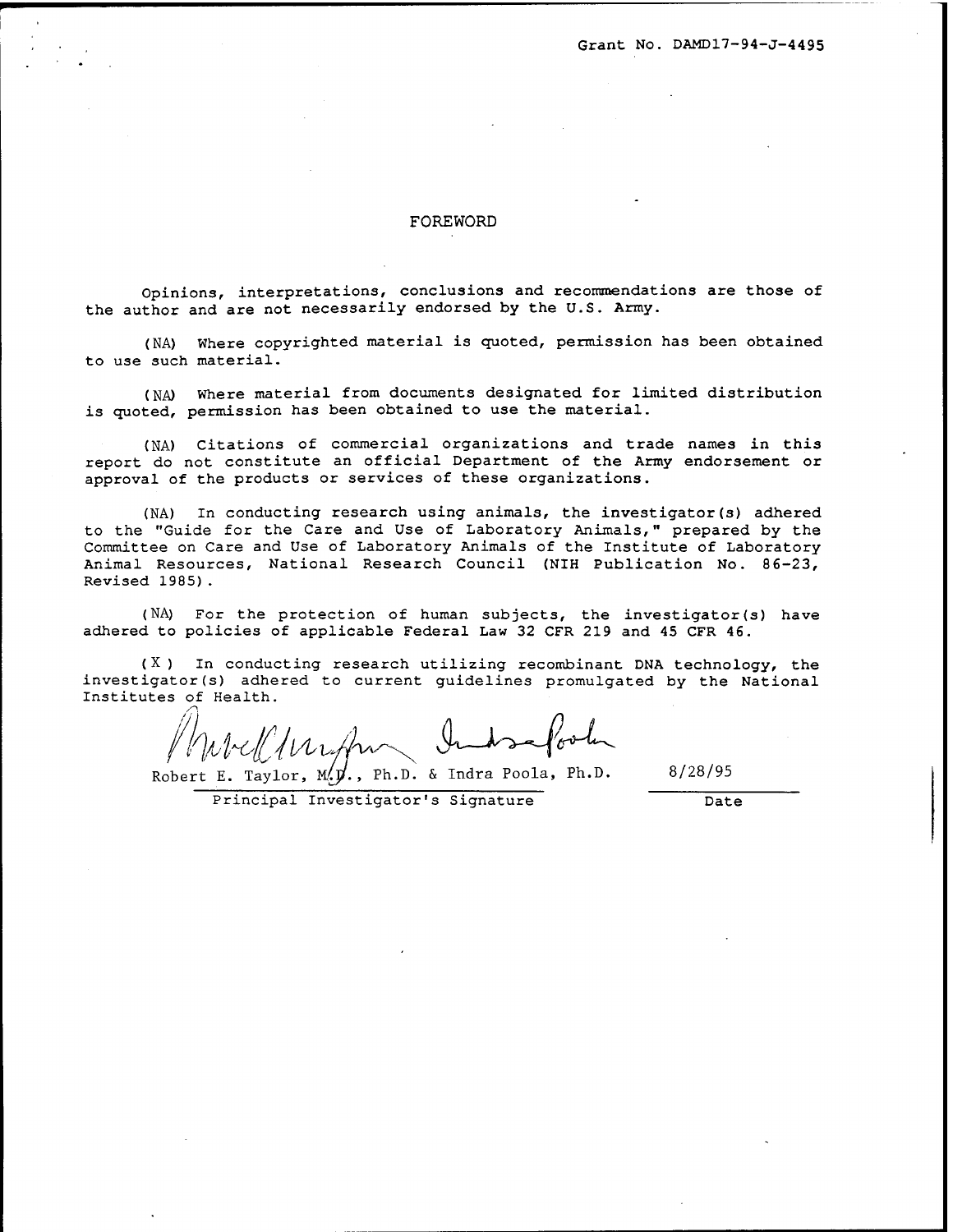Grant No. DAMD17-94-J-4495

# FOREWORD

Opinions, interpretations, conclusions and recommendations are those of the author and are not necessarily endorsed by the U.S. Army.

(NA) Where copyrighted material is quoted, permission has been obtained to use such material.

(NA) Where material from documents designated for limited distribution is quoted, permission has been obtained to use the material.

(NA) Citations of commercial organizations and trade names in this report do not constitute an official Department of the Army endorsement or approval of the products or services of these organizations.

(NA) In conducting research using animals, the investigator(s) adhered to the "Guide for the Care and Use of Laboratory Animals," prepared by the Committee on Care and Use of Laboratory Animals of the Institute of Laboratory Animal Resources, National Research Council (NIH Publication No. 86-23, Revised 1985).

(NA) For the protection of human subjects, the investigator(s) have adhered to policies of applicable Federal Law 32 CFR 219 and 45 CFR 46.

(X) In conducting research utilizing recombinant DNA technology, the investigator(s) adhered to current guidelines promulgated by the National Institutes of Health.

Robert E. Taylor, M.D., Ph.D. & Indra Poola, Ph.D. — 8/28/95

Principal Investigator's Signature — Date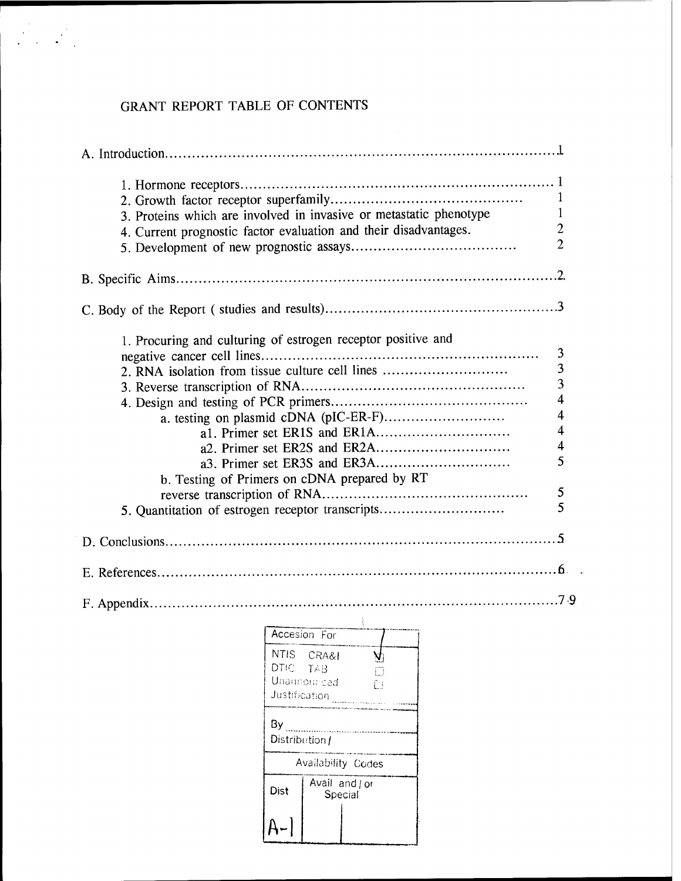# GRANT REPORT TABLE OF CONTENTS

A. Introduction........................................................................................1

1. Hormone receptors..................................................................... 1
2. Growth factor receptor superfamily.......................................... 1
3. Proteins which are involved in invasive or metastatic phenotype 1
4. Current prognostic factor evaluation and their disadvantages. 2
5. Development of new prognostic assays.................................... 2

B. Specific Aims........................................................................................2

C. Body of the Report ( studies and results)..................................................3

1. Procuring and culturing of estrogen receptor positive and negative cancer cell lines............................................................ 3
2. RNA isolation from tissue culture cell lines ........................... 3
3. Reverse transcription of RNA................................................. 3
4. Design and testing of PCR primers.......................................... 4
   - a. testing on plasmid cDNA (pIC-ER-F).......................... 4
     - a1. Primer set ER1S and ER1A............................ 4
     - a2. Primer set ER2S and ER2A............................ 4
     - a3. Primer set ER3S and ER3A............................ 5
   - b. Testing of Primers on cDNA prepared by RT reverse transcription of RNA............................................. 5
5. Quantitation of estrogen receptor transcripts........................... 5

D. Conclusions........................................................................................5

E. References........................................................................................6

F. Appendix........................................................................................7-9

| Accesion For | | |
|---|---|---|
| NTIS CRA&I | ☑ | |
| DTIC TAB | ☐ | |
| Unannounced | ☐ | |
| Justification | | |
| By | | |
| Distribution / | | |
| Availability Codes | | |
| Dist | Avail and / or Special | |
| A-1 | | |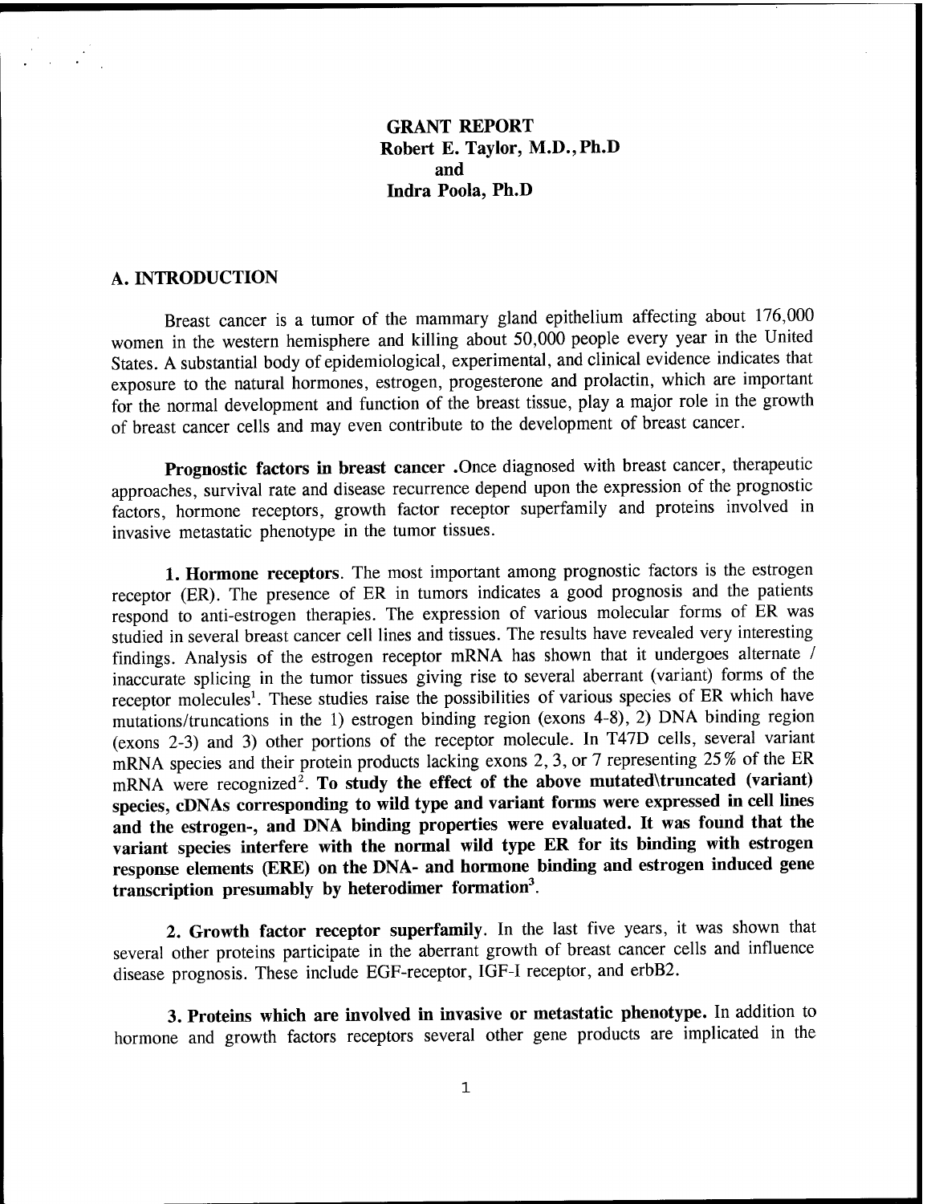**GRANT REPORT**
**Robert E. Taylor, M.D., Ph.D**
**and**
**Indra Poola, Ph.D**

## A. INTRODUCTION

Breast cancer is a tumor of the mammary gland epithelium affecting about 176,000 women in the western hemisphere and killing about 50,000 people every year in the United States. A substantial body of epidemiological, experimental, and clinical evidence indicates that exposure to the natural hormones, estrogen, progesterone and prolactin, which are important for the normal development and function of the breast tissue, play a major role in the growth of breast cancer cells and may even contribute to the development of breast cancer.

**Prognostic factors in breast cancer .**Once diagnosed with breast cancer, therapeutic approaches, survival rate and disease recurrence depend upon the expression of the prognostic factors, hormone receptors, growth factor receptor superfamily and proteins involved in invasive metastatic phenotype in the tumor tissues.

**1. Hormone receptors**. The most important among prognostic factors is the estrogen receptor (ER). The presence of ER in tumors indicates a good prognosis and the patients respond to anti-estrogen therapies. The expression of various molecular forms of ER was studied in several breast cancer cell lines and tissues. The results have revealed very interesting findings. Analysis of the estrogen receptor mRNA has shown that it undergoes alternate / inaccurate splicing in the tumor tissues giving rise to several aberrant (variant) forms of the receptor molecules[1]. These studies raise the possibilities of various species of ER which have mutations/truncations in the 1) estrogen binding region (exons 4-8), 2) DNA binding region (exons 2-3) and 3) other portions of the receptor molecule. In T47D cells, several variant mRNA species and their protein products lacking exons 2, 3, or 7 representing 25% of the ER mRNA were recognized[2]. **To study the effect of the above mutated\truncated (variant) species, cDNAs corresponding to wild type and variant forms were expressed in cell lines and the estrogen-, and DNA binding properties were evaluated. It was found that the variant species interfere with the normal wild type ER for its binding with estrogen response elements (ERE) on the DNA- and hormone binding and estrogen induced gene transcription presumably by heterodimer formation[3].**

**2. Growth factor receptor superfamily**. In the last five years, it was shown that several other proteins participate in the aberrant growth of breast cancer cells and influence disease prognosis. These include EGF-receptor, IGF-I receptor, and erbB2.

**3. Proteins which are involved in invasive or metastatic phenotype.** In addition to hormone and growth factors receptors several other gene products are implicated in the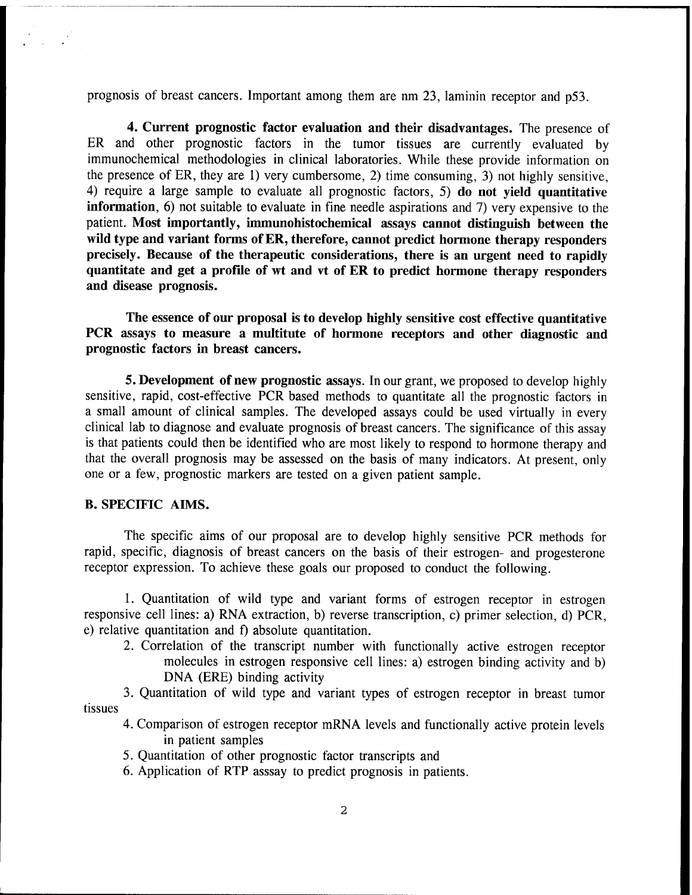prognosis of breast cancers. Important among them are nm 23, laminin receptor and p53.

**4. Current prognostic factor evaluation and their disadvantages.** The presence of ER and other prognostic factors in the tumor tissues are currently evaluated by immunochemical methodologies in clinical laboratories. While these provide information on the presence of ER, they are 1) very cumbersome, 2) time consuming, 3) not highly sensitive, 4) require a large sample to evaluate all prognostic factors, 5) **do not yield quantitative information**, 6) not suitable to evaluate in fine needle aspirations and 7) very expensive to the patient. **Most importantly, immunohistochemical assays cannot distinguish between the wild type and variant forms of ER, therefore, cannot predict hormone therapy responders precisely. Because of the therapeutic considerations, there is an urgent need to rapidly quantitate and get a profile of wt and vt of ER to predict hormone therapy responders and disease prognosis.**

**The essence of our proposal is to develop highly sensitive cost effective quantitative PCR assays to measure a multitute of hormone receptors and other diagnostic and prognostic factors in breast cancers.**

**5. Development of new prognostic assays**. In our grant, we proposed to develop highly sensitive, rapid, cost-effective PCR based methods to quantitate all the prognostic factors in a small amount of clinical samples. The developed assays could be used virtually in every clinical lab to diagnose and evaluate prognosis of breast cancers. The significance of this assay is that patients could then be identified who are most likely to respond to hormone therapy and that the overall prognosis may be assessed on the basis of many indicators. At present, only one or a few, prognostic markers are tested on a given patient sample.

## B. SPECIFIC AIMS.

The specific aims of our proposal are to develop highly sensitive PCR methods for rapid, specific, diagnosis of breast cancers on the basis of their estrogen- and progesterone receptor expression. To achieve these goals our proposed to conduct the following.

1. Quantitation of wild type and variant forms of estrogen receptor in estrogen responsive cell lines: a) RNA extraction, b) reverse transcription, c) primer selection, d) PCR, e) relative quantitation and f) absolute quantitation.
2. Correlation of the transcript number with functionally active estrogen receptor molecules in estrogen responsive cell lines: a) estrogen binding activity and b) DNA (ERE) binding activity
3. Quantitation of wild type and variant types of estrogen receptor in breast tumor tissues
4. Comparison of estrogen receptor mRNA levels and functionally active protein levels in patient samples
5. Quantitation of other prognostic factor transcripts and
6. Application of RTP asssay to predict prognosis in patients.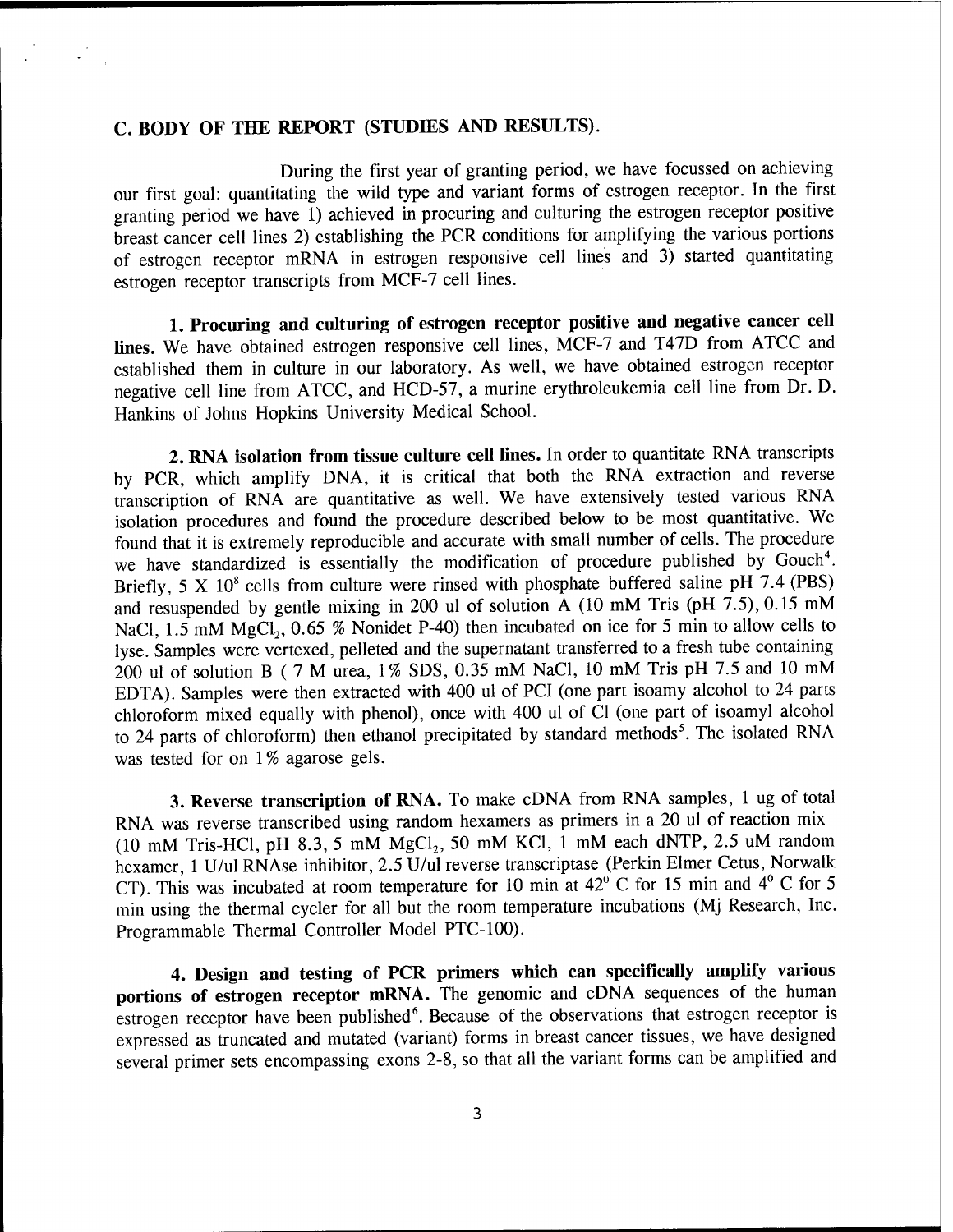## C. BODY OF THE REPORT (STUDIES AND RESULTS).

During the first year of granting period, we have focussed on achieving our first goal: quantitating the wild type and variant forms of estrogen receptor. In the first granting period we have 1) achieved in procuring and culturing the estrogen receptor positive breast cancer cell lines 2) establishing the PCR conditions for amplifying the various portions of estrogen receptor mRNA in estrogen responsive cell lines and 3) started quantitating estrogen receptor transcripts from MCF-7 cell lines.

**1. Procuring and culturing of estrogen receptor positive and negative cancer cell lines.** We have obtained estrogen responsive cell lines, MCF-7 and T47D from ATCC and established them in culture in our laboratory. As well, we have obtained estrogen receptor negative cell line from ATCC, and HCD-57, a murine erythroleukemia cell line from Dr. D. Hankins of Johns Hopkins University Medical School.

**2. RNA isolation from tissue culture cell lines.** In order to quantitate RNA transcripts by PCR, which amplify DNA, it is critical that both the RNA extraction and reverse transcription of RNA are quantitative as well. We have extensively tested various RNA isolation procedures and found the procedure described below to be most quantitative. We found that it is extremely reproducible and accurate with small number of cells. The procedure we have standardized is essentially the modification of procedure published by Gouch[4]. Briefly, $5 \times 10^8$ cells from culture were rinsed with phosphate buffered saline pH 7.4 (PBS) and resuspended by gentle mixing in 200 ul of solution A (10 mM Tris (pH 7.5), 0.15 mM NaCl, 1.5 mM $MgCl_2$, 0.65 % Nonidet P-40) then incubated on ice for 5 min to allow cells to lyse. Samples were vertexed, pelleted and the supernatant transferred to a fresh tube containing 200 ul of solution B ( 7 M urea, 1% SDS, 0.35 mM NaCl, 10 mM Tris pH 7.5 and 10 mM EDTA). Samples were then extracted with 400 ul of PCI (one part isoamy alcohol to 24 parts chloroform mixed equally with phenol), once with 400 ul of CI (one part of isoamyl alcohol to 24 parts of chloroform) then ethanol precipitated by standard methods[5]. The isolated RNA was tested for on 1% agarose gels.

**3. Reverse transcription of RNA.** To make cDNA from RNA samples, 1 ug of total RNA was reverse transcribed using random hexamers as primers in a 20 ul of reaction mix (10 mM Tris-HCl, pH 8.3, 5 mM $MgCl_2$, 50 mM KCl, 1 mM each dNTP, 2.5 uM random hexamer, 1 U/ul RNAse inhibitor, 2.5 U/ul reverse transcriptase (Perkin Elmer Cetus, Norwalk CT). This was incubated at room temperature for 10 min at $42^0$ C for 15 min and $4^0$ C for 5 min using the thermal cycler for all but the room temperature incubations (Mj Research, Inc. Programmable Thermal Controller Model PTC-100).

**4. Design and testing of PCR primers which can specifically amplify various portions of estrogen receptor mRNA.** The genomic and cDNA sequences of the human estrogen receptor have been published[6]. Because of the observations that estrogen receptor is expressed as truncated and mutated (variant) forms in breast cancer tissues, we have designed several primer sets encompassing exons 2-8, so that all the variant forms can be amplified and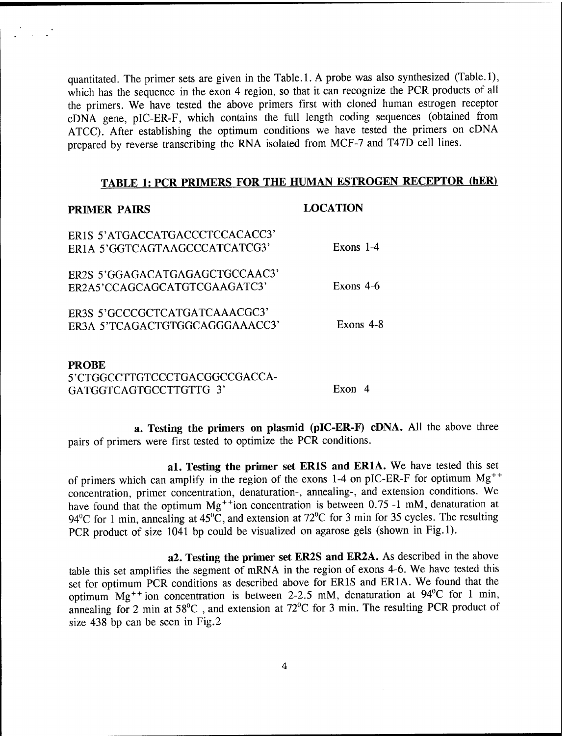quantitated. The primer sets are given in the Table.1. A probe was also synthesized (Table.1), which has the sequence in the exon 4 region, so that it can recognize the PCR products of all the primers. We have tested the above primers first with cloned human estrogen receptor cDNA gene, pIC-ER-F, which contains the full length coding sequences (obtained from ATCC). After establishing the optimum conditions we have tested the primers on cDNA prepared by reverse transcribing the RNA isolated from MCF-7 and T47D cell lines.

## TABLE 1: PCR PRIMERS FOR THE HUMAN ESTROGEN RECEPTOR (hER)

| PRIMER PAIRS | LOCATION |
|---|---|
| ER1S 5'ATGACCATGACCCTCCACACC3'<br>ER1A 5'GGTCAGTAAGCCCATCATCG3' | Exons 1-4 |
| ER2S 5'GGAGACATGAGAGCTGCCAAC3'<br>ER2A5'CCAGCAGCATGTCGAAGATC3' | Exons 4-6 |
| ER3S 5'GCCCGCTCATGATCAAACGC3'<br>ER3A 5'TCAGACTGTGGCAGGGAAACC3' | Exons 4-8 |
| **PROBE**<br>5'CTGGCCTTGTCCCTGACGGCCGACCA-GATGGTCAGTGCCTTGTTG 3' | Exon 4 |

**a. Testing the primers on plasmid (pIC-ER-F) cDNA.** All the above three pairs of primers were first tested to optimize the PCR conditions.

**a1. Testing the primer set ER1S and ER1A.** We have tested this set of primers which can amplify in the region of the exons 1-4 on pIC-ER-F for optimum $Mg^{++}$ concentration, primer concentration, denaturation-, annealing-, and extension conditions. We have found that the optimum $Mg^{++}$ion concentration is between 0.75 -1 mM, denaturation at 94°C for 1 min, annealing at 45°C, and extension at 72°C for 3 min for 35 cycles. The resulting PCR product of size 1041 bp could be visualized on agarose gels (shown in Fig.1).

**a2. Testing the primer set ER2S and ER2A.** As described in the above table this set amplifies the segment of mRNA in the region of exons 4-6. We have tested this set for optimum PCR conditions as described above for ER1S and ER1A. We found that the optimum $Mg^{++}$ ion concentration is between 2-2.5 mM, denaturation at 94°C for 1 min, annealing for 2 min at 58°C , and extension at 72°C for 3 min. The resulting PCR product of size 438 bp can be seen in Fig.2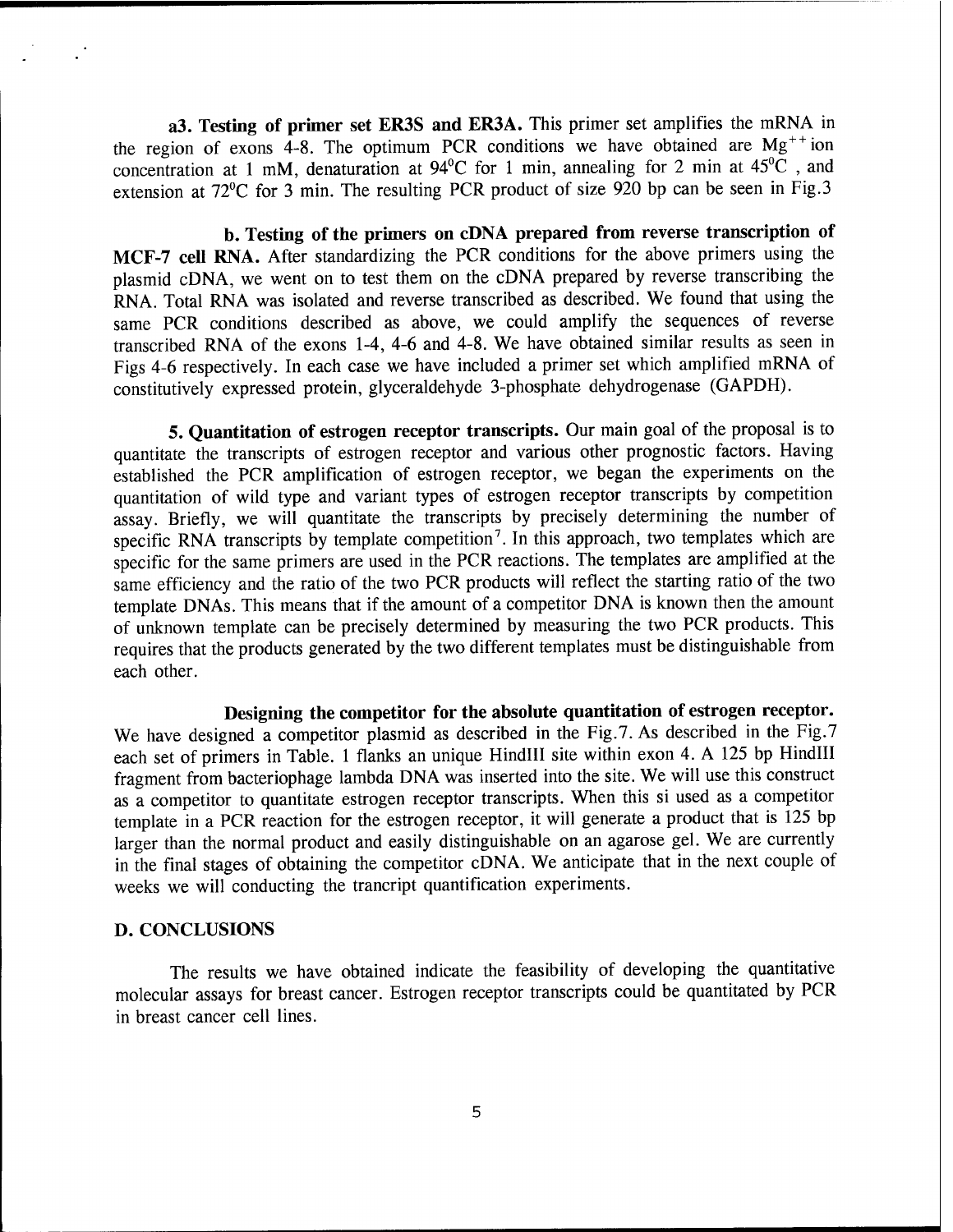**a3. Testing of primer set ER3S and ER3A.** This primer set amplifies the mRNA in the region of exons 4-8. The optimum PCR conditions we have obtained are $Mg^{++}$ ion concentration at 1 mM, denaturation at 94°C for 1 min, annealing for 2 min at 45°C , and extension at 72°C for 3 min. The resulting PCR product of size 920 bp can be seen in Fig.3

**b. Testing of the primers on cDNA prepared from reverse transcription of MCF-7 cell RNA.** After standardizing the PCR conditions for the above primers using the plasmid cDNA, we went on to test them on the cDNA prepared by reverse transcribing the RNA. Total RNA was isolated and reverse transcribed as described. We found that using the same PCR conditions described as above, we could amplify the sequences of reverse transcribed RNA of the exons 1-4, 4-6 and 4-8. We have obtained similar results as seen in Figs 4-6 respectively. In each case we have included a primer set which amplified mRNA of constitutively expressed protein, glyceraldehyde 3-phosphate dehydrogenase (GAPDH).

**5. Quantitation of estrogen receptor transcripts.** Our main goal of the proposal is to quantitate the transcripts of estrogen receptor and various other prognostic factors. Having established the PCR amplification of estrogen receptor, we began the experiments on the quantitation of wild type and variant types of estrogen receptor transcripts by competition assay. Briefly, we will quantitate the transcripts by precisely determining the number of specific RNA transcripts by template competition[7]. In this approach, two templates which are specific for the same primers are used in the PCR reactions. The templates are amplified at the same efficiency and the ratio of the two PCR products will reflect the starting ratio of the two template DNAs. This means that if the amount of a competitor DNA is known then the amount of unknown template can be precisely determined by measuring the two PCR products. This requires that the products generated by the two different templates must be distinguishable from each other.

**Designing the competitor for the absolute quantitation of estrogen receptor.** We have designed a competitor plasmid as described in the Fig.7. As described in the Fig.7 each set of primers in Table. 1 flanks an unique HindIII site within exon 4. A 125 bp HindIII fragment from bacteriophage lambda DNA was inserted into the site. We will use this construct as a competitor to quantitate estrogen receptor transcripts. When this si used as a competitor template in a PCR reaction for the estrogen receptor, it will generate a product that is 125 bp larger than the normal product and easily distinguishable on an agarose gel. We are currently in the final stages of obtaining the competitor cDNA. We anticipate that in the next couple of weeks we will conducting the trancript quantification experiments.

## D. CONCLUSIONS

The results we have obtained indicate the feasibility of developing the quantitative molecular assays for breast cancer. Estrogen receptor transcripts could be quantitated by PCR in breast cancer cell lines.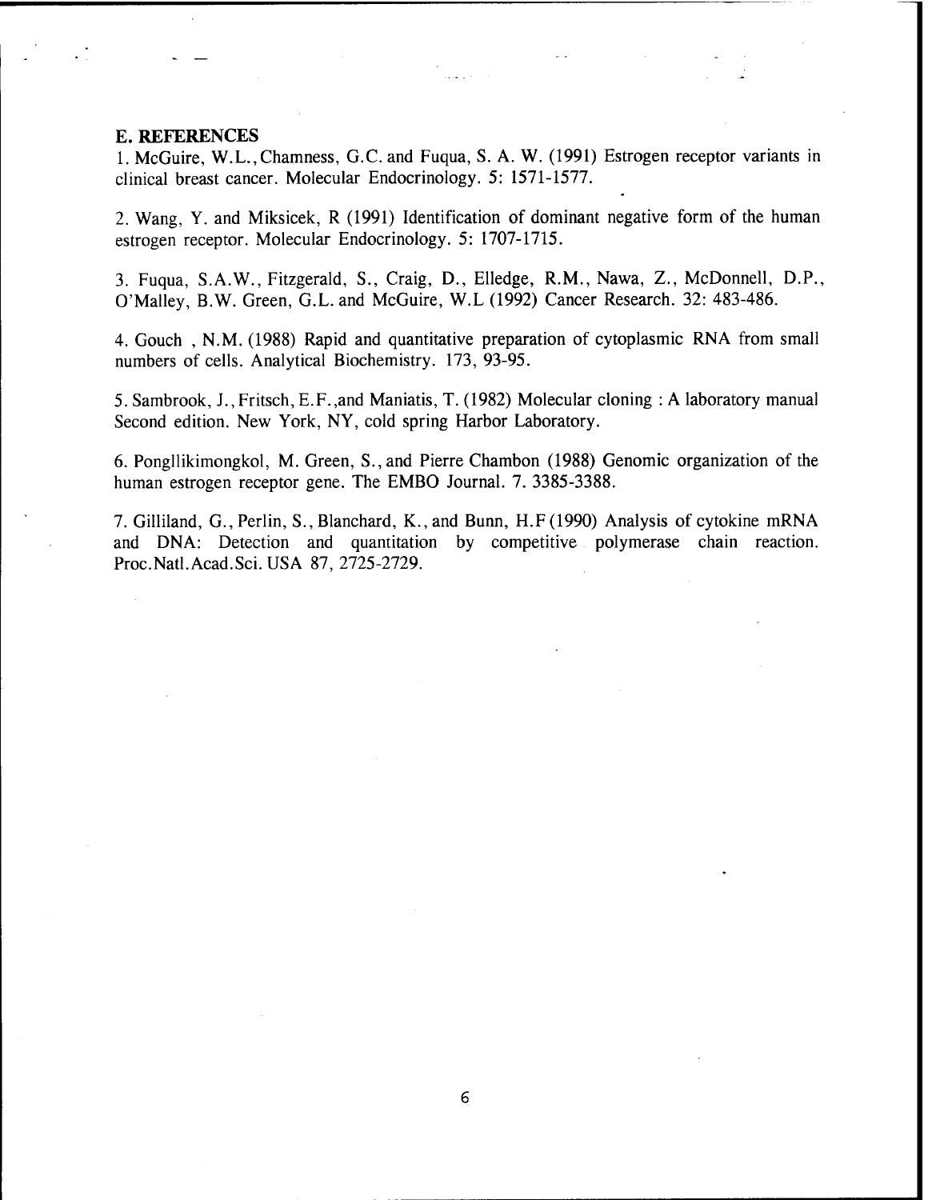## E. REFERENCES

1. McGuire, W.L., Chamness, G.C. and Fuqua, S. A. W. (1991) Estrogen receptor variants in clinical breast cancer. Molecular Endocrinology. 5: 1571-1577.

2. Wang, Y. and Miksicek, R (1991) Identification of dominant negative form of the human estrogen receptor. Molecular Endocrinology. 5: 1707-1715.

3. Fuqua, S.A.W., Fitzgerald, S., Craig, D., Elledge, R.M., Nawa, Z., McDonnell, D.P., O'Malley, B.W. Green, G.L. and McGuire, W.L (1992) Cancer Research. 32: 483-486.

4. Gouch , N.M. (1988) Rapid and quantitative preparation of cytoplasmic RNA from small numbers of cells. Analytical Biochemistry. 173, 93-95.

5. Sambrook, J., Fritsch, E.F.,and Maniatis, T. (1982) Molecular cloning : A laboratory manual Second edition. New York, NY, cold spring Harbor Laboratory.

6. Pongllikimongkol, M. Green, S., and Pierre Chambon (1988) Genomic organization of the human estrogen receptor gene. The EMBO Journal. 7. 3385-3388.

7. Gilliland, G., Perlin, S., Blanchard, K., and Bunn, H.F (1990) Analysis of cytokine mRNA and DNA: Detection and quantitation by competitive polymerase chain reaction. Proc.Natl.Acad.Sci. USA 87, 2725-2729.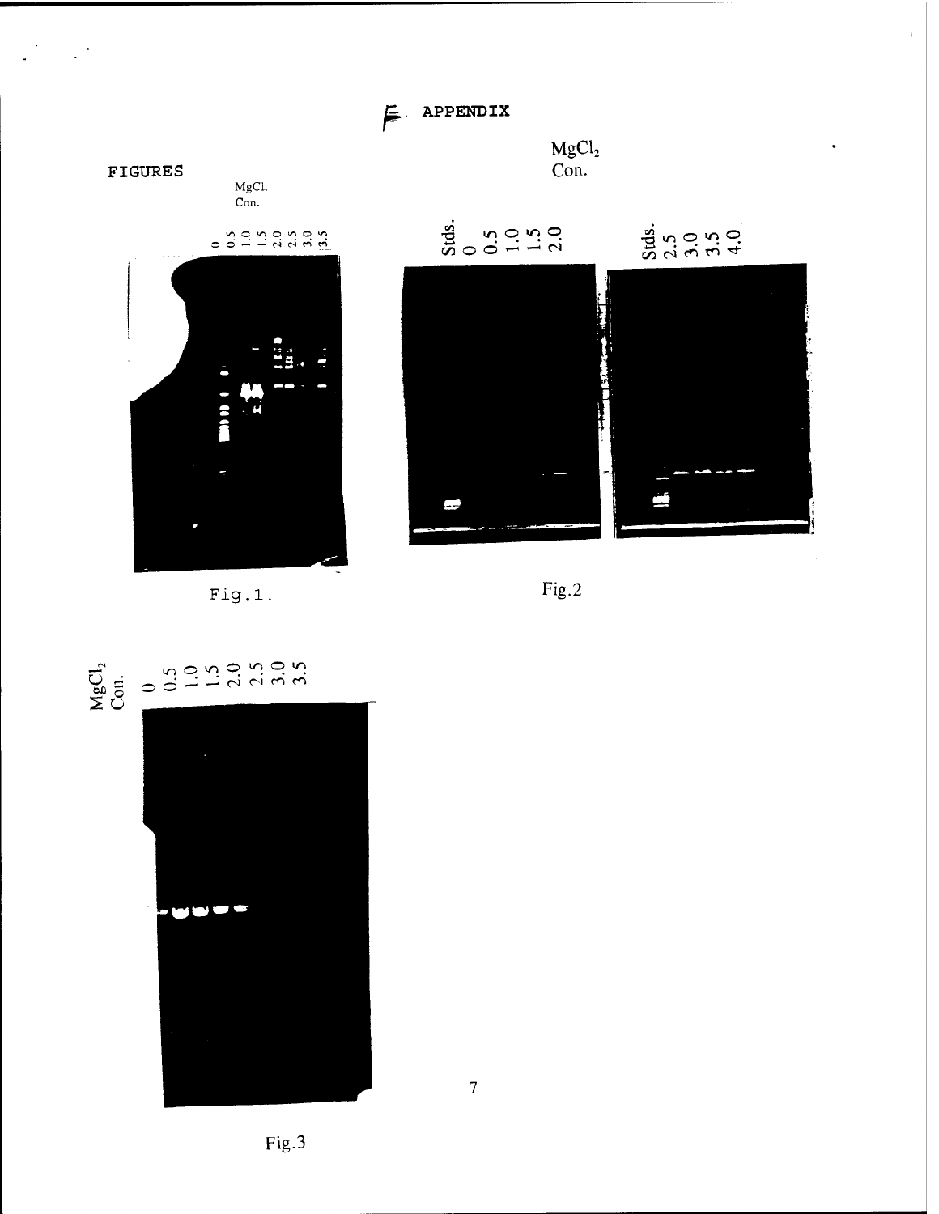## E. APPENDIX

### FIGURES

$MgCl_2$ Con.

0 0.5 1.0 1.5 2.0 2.5 3.0 3.5

Fig.1.

$MgCl_2$ Con.

Stds. 0 0.5 1.0 1.5 2.0

Stds. 2.5 3.0 3.5 4.0

Fig.2

$MgCl_2$ Con.

0 0.5 1.0 1.5 2.0 2.5 3.0 3.5

Fig.3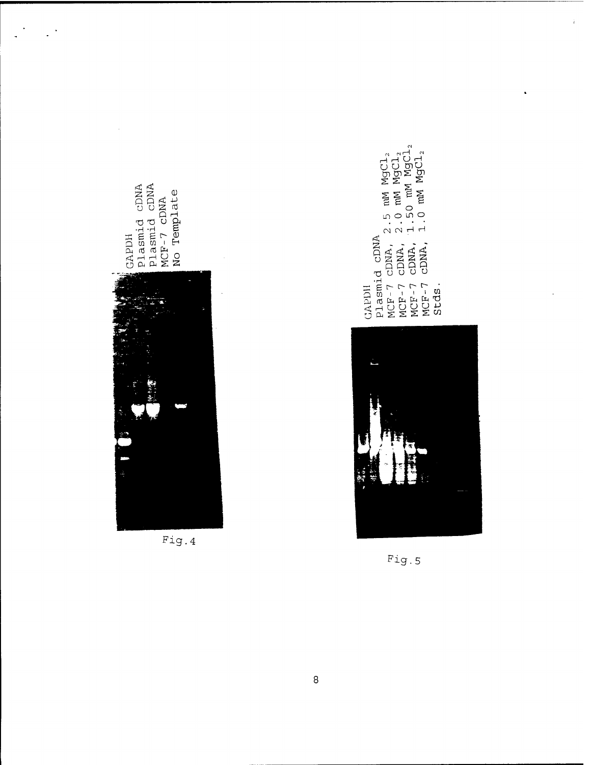GAPDH
Plasmid cDNA
Plasmid cDNA
MCF-7 cDNA
No Template

Fig.4

GAPDH
Plasmid cDNA
MCF-7 cDNA, 2.5 mM $MgCl_2$
MCF-7 cDNA, 2.0 mM $MgCl_2$
MCF-7 cDNA, 1.50 mM $MgCl_2$
MCF-7 cDNA, 1.0 mM $MgCl_2$
Stds.

Fig.5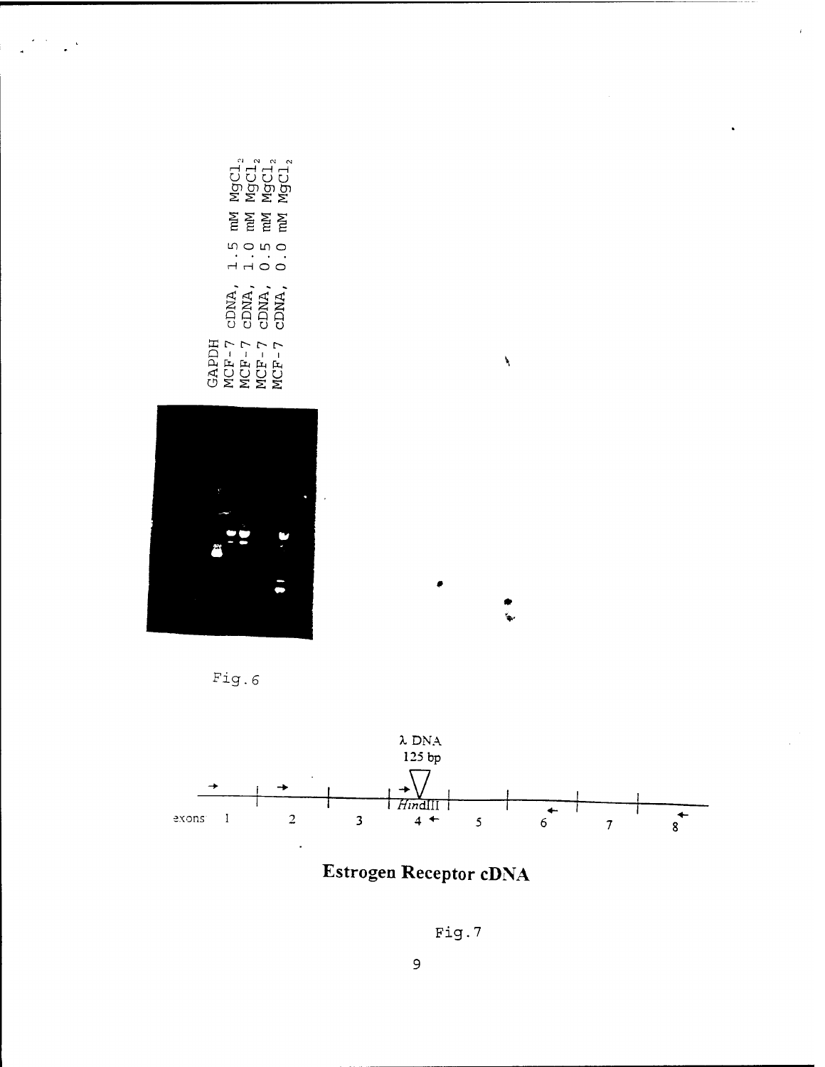GAPDH
MCF-7 cDNA, 1.5 mM $MgCl_2$
MCF-7 cDNA, 1.0 mM $MgCl_2$
MCF-7 cDNA, 0.5 mM $MgCl_2$
MCF-7 cDNA, 0.0 mM $MgCl_2$

Fig.6

λ DNA
125 bp
*Hind*III
exons 1 2 3 4 5 6 7 8

**Estrogen Receptor cDNA**

Fig.7